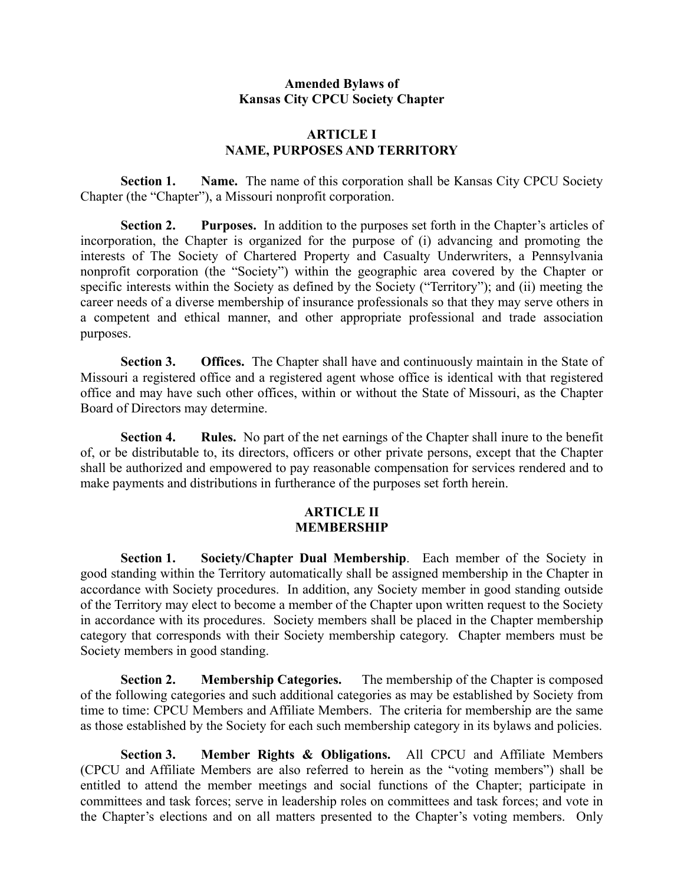# Amended Bylaws of
# Kansas City CPCU Society Chapter

## ARTICLE I
## NAME, PURPOSES AND TERRITORY

**Section 1. Name.** The name of this corporation shall be Kansas City CPCU Society Chapter (the "Chapter"), a Missouri nonprofit corporation.

**Section 2. Purposes.** In addition to the purposes set forth in the Chapter's articles of incorporation, the Chapter is organized for the purpose of (i) advancing and promoting the interests of The Society of Chartered Property and Casualty Underwriters, a Pennsylvania nonprofit corporation (the "Society") within the geographic area covered by the Chapter or specific interests within the Society as defined by the Society ("Territory"); and (ii) meeting the career needs of a diverse membership of insurance professionals so that they may serve others in a competent and ethical manner, and other appropriate professional and trade association purposes.

**Section 3. Offices.** The Chapter shall have and continuously maintain in the State of Missouri a registered office and a registered agent whose office is identical with that registered office and may have such other offices, within or without the State of Missouri, as the Chapter Board of Directors may determine.

**Section 4. Rules.** No part of the net earnings of the Chapter shall inure to the benefit of, or be distributable to, its directors, officers or other private persons, except that the Chapter shall be authorized and empowered to pay reasonable compensation for services rendered and to make payments and distributions in furtherance of the purposes set forth herein.

## ARTICLE II
## MEMBERSHIP

**Section 1. Society/Chapter Dual Membership**. Each member of the Society in good standing within the Territory automatically shall be assigned membership in the Chapter in accordance with Society procedures. In addition, any Society member in good standing outside of the Territory may elect to become a member of the Chapter upon written request to the Society in accordance with its procedures. Society members shall be placed in the Chapter membership category that corresponds with their Society membership category. Chapter members must be Society members in good standing.

**Section 2. Membership Categories.** The membership of the Chapter is composed of the following categories and such additional categories as may be established by Society from time to time: CPCU Members and Affiliate Members. The criteria for membership are the same as those established by the Society for each such membership category in its bylaws and policies.

**Section 3. Member Rights & Obligations.** All CPCU and Affiliate Members (CPCU and Affiliate Members are also referred to herein as the "voting members") shall be entitled to attend the member meetings and social functions of the Chapter; participate in committees and task forces; serve in leadership roles on committees and task forces; and vote in the Chapter's elections and on all matters presented to the Chapter's voting members. Only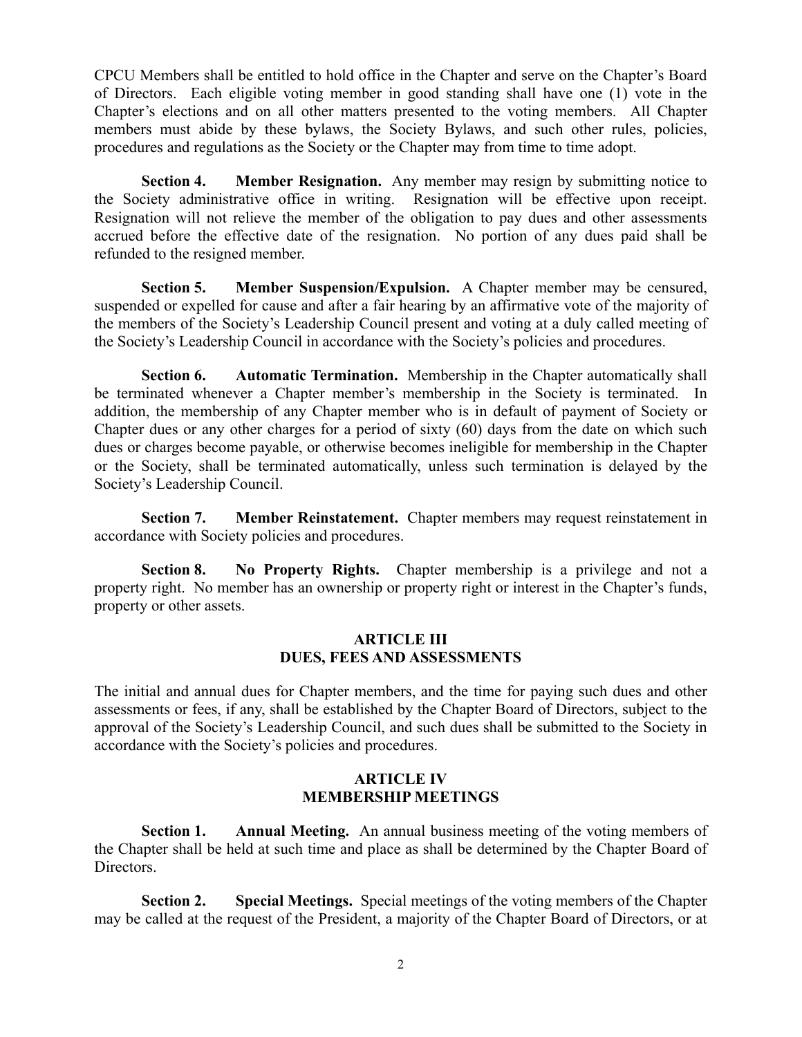CPCU Members shall be entitled to hold office in the Chapter and serve on the Chapter's Board of Directors. Each eligible voting member in good standing shall have one (1) vote in the Chapter's elections and on all other matters presented to the voting members. All Chapter members must abide by these bylaws, the Society Bylaws, and such other rules, policies, procedures and regulations as the Society or the Chapter may from time to time adopt.

**Section 4. Member Resignation.** Any member may resign by submitting notice to the Society administrative office in writing. Resignation will be effective upon receipt. Resignation will not relieve the member of the obligation to pay dues and other assessments accrued before the effective date of the resignation. No portion of any dues paid shall be refunded to the resigned member.

**Section 5. Member Suspension/Expulsion.** A Chapter member may be censured, suspended or expelled for cause and after a fair hearing by an affirmative vote of the majority of the members of the Society's Leadership Council present and voting at a duly called meeting of the Society's Leadership Council in accordance with the Society's policies and procedures.

**Section 6. Automatic Termination.** Membership in the Chapter automatically shall be terminated whenever a Chapter member's membership in the Society is terminated. In addition, the membership of any Chapter member who is in default of payment of Society or Chapter dues or any other charges for a period of sixty (60) days from the date on which such dues or charges become payable, or otherwise becomes ineligible for membership in the Chapter or the Society, shall be terminated automatically, unless such termination is delayed by the Society's Leadership Council.

**Section 7. Member Reinstatement.** Chapter members may request reinstatement in accordance with Society policies and procedures.

**Section 8. No Property Rights.** Chapter membership is a privilege and not a property right. No member has an ownership or property right or interest in the Chapter's funds, property or other assets.

## ARTICLE III
## DUES, FEES AND ASSESSMENTS

The initial and annual dues for Chapter members, and the time for paying such dues and other assessments or fees, if any, shall be established by the Chapter Board of Directors, subject to the approval of the Society's Leadership Council, and such dues shall be submitted to the Society in accordance with the Society's policies and procedures.

## ARTICLE IV
## MEMBERSHIP MEETINGS

**Section 1. Annual Meeting.** An annual business meeting of the voting members of the Chapter shall be held at such time and place as shall be determined by the Chapter Board of Directors.

**Section 2. Special Meetings.** Special meetings of the voting members of the Chapter may be called at the request of the President, a majority of the Chapter Board of Directors, or at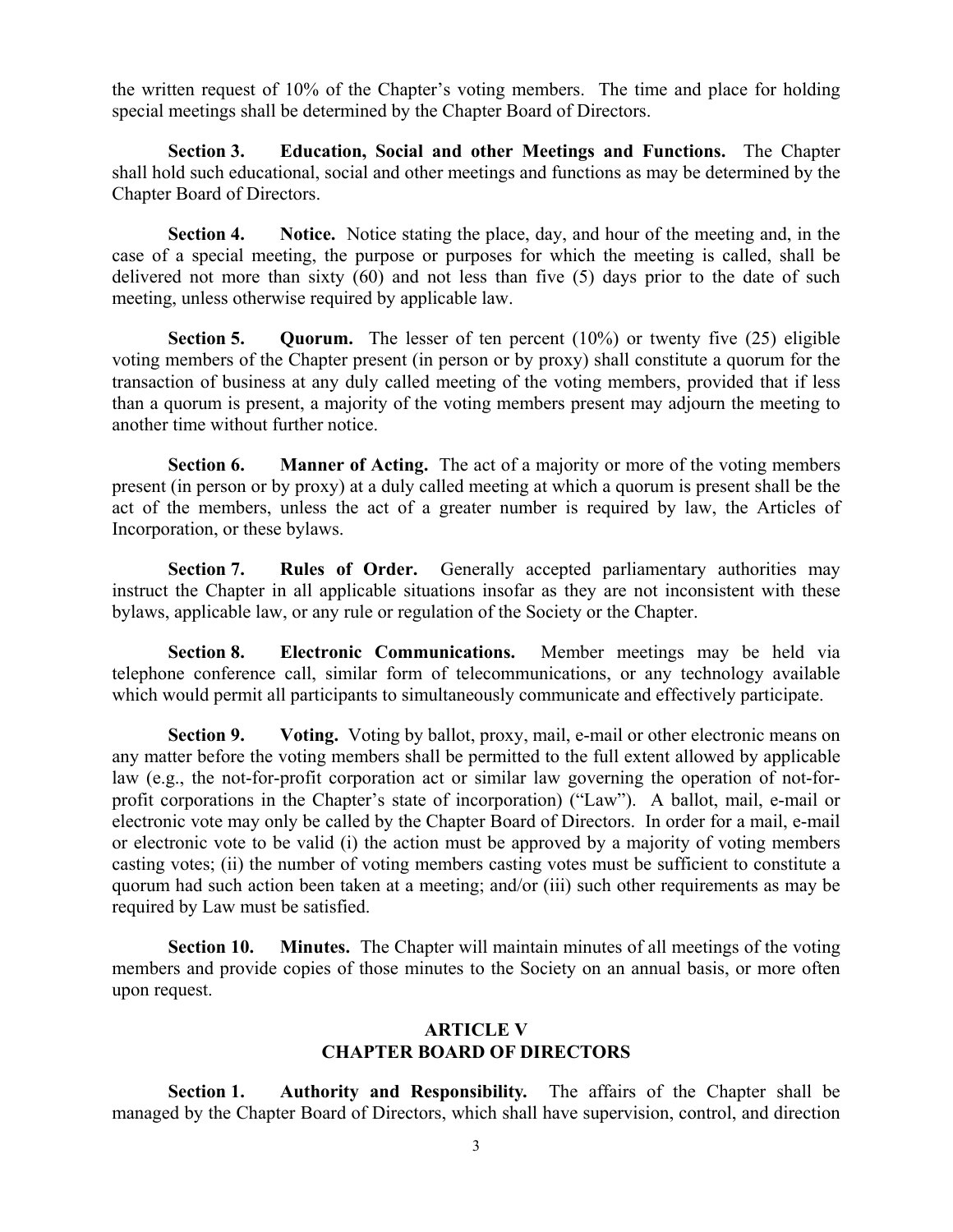the written request of 10% of the Chapter's voting members. The time and place for holding special meetings shall be determined by the Chapter Board of Directors.

**Section 3. Education, Social and other Meetings and Functions.** The Chapter shall hold such educational, social and other meetings and functions as may be determined by the Chapter Board of Directors.

**Section 4. Notice.** Notice stating the place, day, and hour of the meeting and, in the case of a special meeting, the purpose or purposes for which the meeting is called, shall be delivered not more than sixty (60) and not less than five (5) days prior to the date of such meeting, unless otherwise required by applicable law.

**Section 5. Quorum.** The lesser of ten percent (10%) or twenty five (25) eligible voting members of the Chapter present (in person or by proxy) shall constitute a quorum for the transaction of business at any duly called meeting of the voting members, provided that if less than a quorum is present, a majority of the voting members present may adjourn the meeting to another time without further notice.

**Section 6. Manner of Acting.** The act of a majority or more of the voting members present (in person or by proxy) at a duly called meeting at which a quorum is present shall be the act of the members, unless the act of a greater number is required by law, the Articles of Incorporation, or these bylaws.

**Section 7. Rules of Order.** Generally accepted parliamentary authorities may instruct the Chapter in all applicable situations insofar as they are not inconsistent with these bylaws, applicable law, or any rule or regulation of the Society or the Chapter.

**Section 8. Electronic Communications.** Member meetings may be held via telephone conference call, similar form of telecommunications, or any technology available which would permit all participants to simultaneously communicate and effectively participate.

**Section 9. Voting.** Voting by ballot, proxy, mail, e-mail or other electronic means on any matter before the voting members shall be permitted to the full extent allowed by applicable law (e.g., the not-for-profit corporation act or similar law governing the operation of not-for-profit corporations in the Chapter's state of incorporation) ("Law"). A ballot, mail, e-mail or electronic vote may only be called by the Chapter Board of Directors. In order for a mail, e-mail or electronic vote to be valid (i) the action must be approved by a majority of voting members casting votes; (ii) the number of voting members casting votes must be sufficient to constitute a quorum had such action been taken at a meeting; and/or (iii) such other requirements as may be required by Law must be satisfied.

**Section 10. Minutes.** The Chapter will maintain minutes of all meetings of the voting members and provide copies of those minutes to the Society on an annual basis, or more often upon request.

## ARTICLE V
## CHAPTER BOARD OF DIRECTORS

**Section 1. Authority and Responsibility.** The affairs of the Chapter shall be managed by the Chapter Board of Directors, which shall have supervision, control, and direction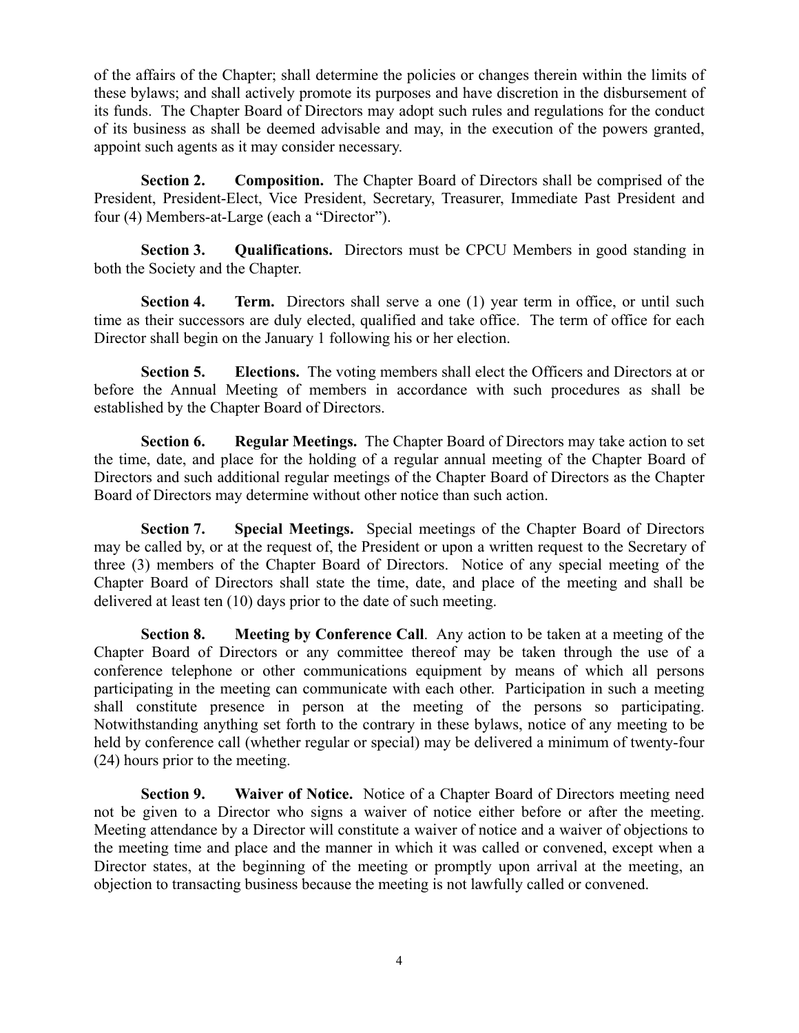of the affairs of the Chapter; shall determine the policies or changes therein within the limits of these bylaws; and shall actively promote its purposes and have discretion in the disbursement of its funds. The Chapter Board of Directors may adopt such rules and regulations for the conduct of its business as shall be deemed advisable and may, in the execution of the powers granted, appoint such agents as it may consider necessary.

**Section 2. Composition.** The Chapter Board of Directors shall be comprised of the President, President-Elect, Vice President, Secretary, Treasurer, Immediate Past President and four (4) Members-at-Large (each a "Director").

**Section 3. Qualifications.** Directors must be CPCU Members in good standing in both the Society and the Chapter.

**Section 4. Term.** Directors shall serve a one (1) year term in office, or until such time as their successors are duly elected, qualified and take office. The term of office for each Director shall begin on the January 1 following his or her election.

**Section 5. Elections.** The voting members shall elect the Officers and Directors at or before the Annual Meeting of members in accordance with such procedures as shall be established by the Chapter Board of Directors.

**Section 6. Regular Meetings.** The Chapter Board of Directors may take action to set the time, date, and place for the holding of a regular annual meeting of the Chapter Board of Directors and such additional regular meetings of the Chapter Board of Directors as the Chapter Board of Directors may determine without other notice than such action.

**Section 7. Special Meetings.** Special meetings of the Chapter Board of Directors may be called by, or at the request of, the President or upon a written request to the Secretary of three (3) members of the Chapter Board of Directors. Notice of any special meeting of the Chapter Board of Directors shall state the time, date, and place of the meeting and shall be delivered at least ten (10) days prior to the date of such meeting.

**Section 8. Meeting by Conference Call**. Any action to be taken at a meeting of the Chapter Board of Directors or any committee thereof may be taken through the use of a conference telephone or other communications equipment by means of which all persons participating in the meeting can communicate with each other. Participation in such a meeting shall constitute presence in person at the meeting of the persons so participating. Notwithstanding anything set forth to the contrary in these bylaws, notice of any meeting to be held by conference call (whether regular or special) may be delivered a minimum of twenty-four (24) hours prior to the meeting.

**Section 9. Waiver of Notice.** Notice of a Chapter Board of Directors meeting need not be given to a Director who signs a waiver of notice either before or after the meeting. Meeting attendance by a Director will constitute a waiver of notice and a waiver of objections to the meeting time and place and the manner in which it was called or convened, except when a Director states, at the beginning of the meeting or promptly upon arrival at the meeting, an objection to transacting business because the meeting is not lawfully called or convened.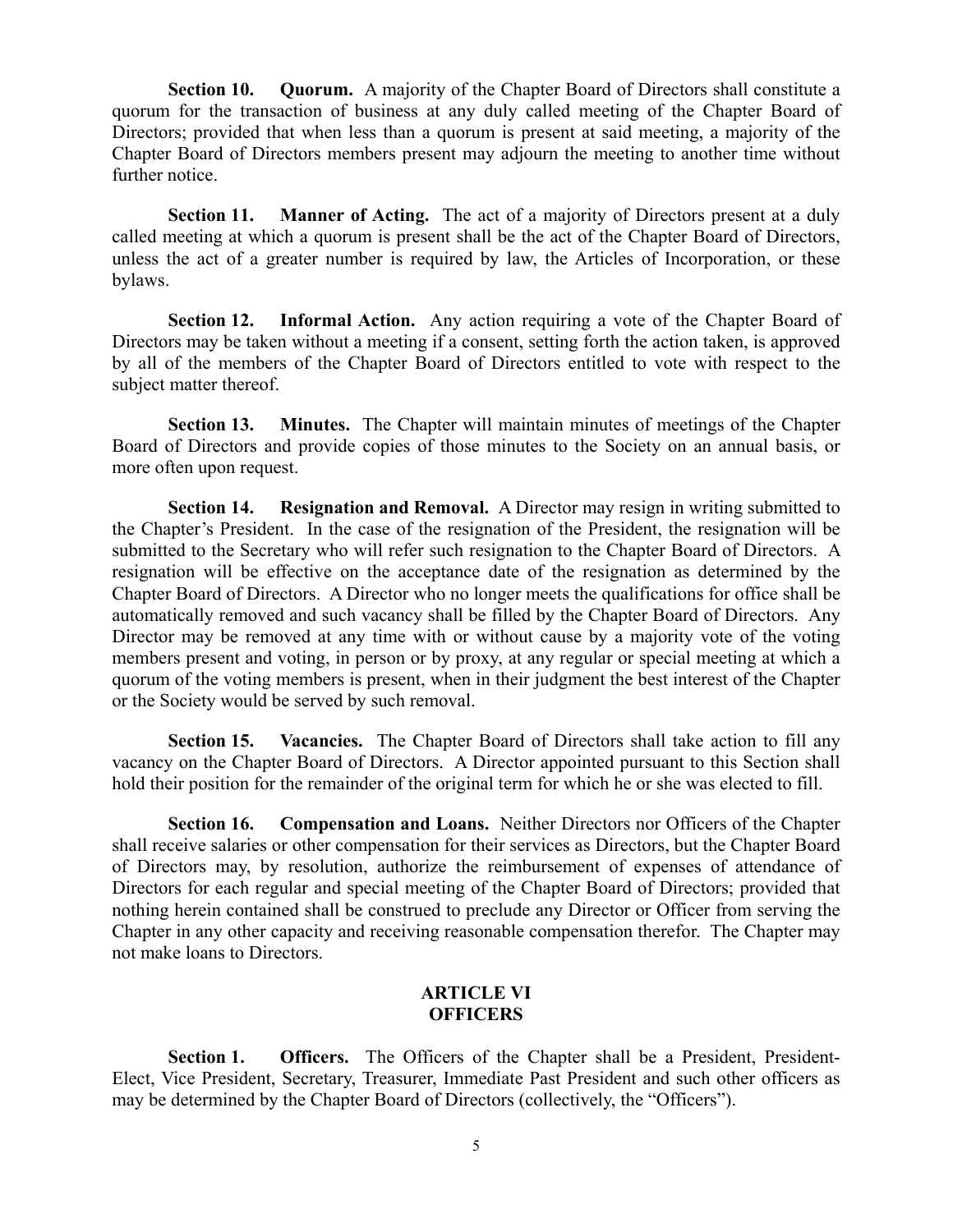**Section 10. Quorum.** A majority of the Chapter Board of Directors shall constitute a quorum for the transaction of business at any duly called meeting of the Chapter Board of Directors; provided that when less than a quorum is present at said meeting, a majority of the Chapter Board of Directors members present may adjourn the meeting to another time without further notice.

**Section 11. Manner of Acting.** The act of a majority of Directors present at a duly called meeting at which a quorum is present shall be the act of the Chapter Board of Directors, unless the act of a greater number is required by law, the Articles of Incorporation, or these bylaws.

**Section 12. Informal Action.** Any action requiring a vote of the Chapter Board of Directors may be taken without a meeting if a consent, setting forth the action taken, is approved by all of the members of the Chapter Board of Directors entitled to vote with respect to the subject matter thereof.

**Section 13. Minutes.** The Chapter will maintain minutes of meetings of the Chapter Board of Directors and provide copies of those minutes to the Society on an annual basis, or more often upon request.

**Section 14. Resignation and Removal.** A Director may resign in writing submitted to the Chapter's President. In the case of the resignation of the President, the resignation will be submitted to the Secretary who will refer such resignation to the Chapter Board of Directors. A resignation will be effective on the acceptance date of the resignation as determined by the Chapter Board of Directors. A Director who no longer meets the qualifications for office shall be automatically removed and such vacancy shall be filled by the Chapter Board of Directors. Any Director may be removed at any time with or without cause by a majority vote of the voting members present and voting, in person or by proxy, at any regular or special meeting at which a quorum of the voting members is present, when in their judgment the best interest of the Chapter or the Society would be served by such removal.

**Section 15. Vacancies.** The Chapter Board of Directors shall take action to fill any vacancy on the Chapter Board of Directors. A Director appointed pursuant to this Section shall hold their position for the remainder of the original term for which he or she was elected to fill.

**Section 16. Compensation and Loans.** Neither Directors nor Officers of the Chapter shall receive salaries or other compensation for their services as Directors, but the Chapter Board of Directors may, by resolution, authorize the reimbursement of expenses of attendance of Directors for each regular and special meeting of the Chapter Board of Directors; provided that nothing herein contained shall be construed to preclude any Director or Officer from serving the Chapter in any other capacity and receiving reasonable compensation therefor. The Chapter may not make loans to Directors.

## ARTICLE VI
## OFFICERS

**Section 1. Officers.** The Officers of the Chapter shall be a President, President-Elect, Vice President, Secretary, Treasurer, Immediate Past President and such other officers as may be determined by the Chapter Board of Directors (collectively, the "Officers").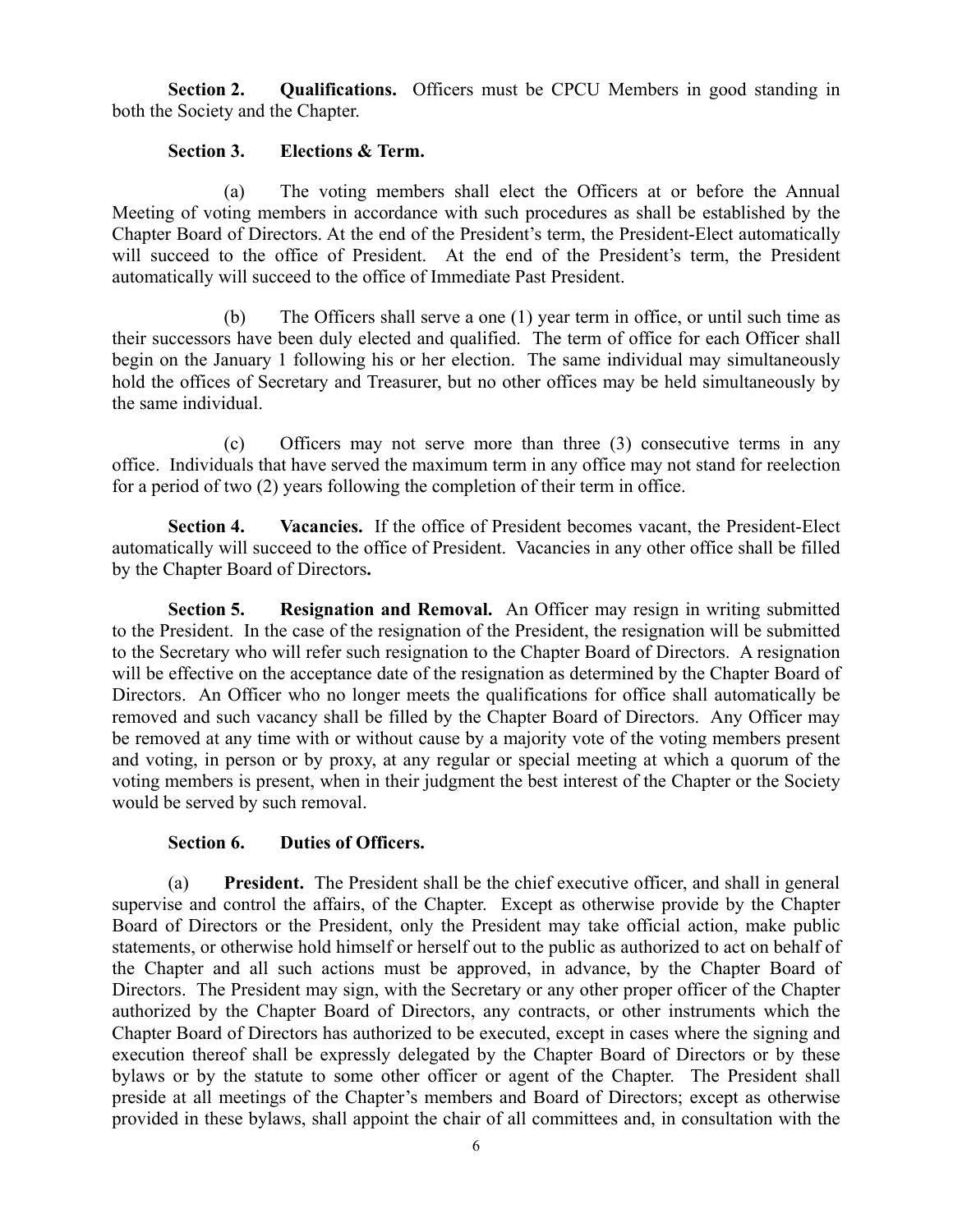**Section 2. Qualifications.** Officers must be CPCU Members in good standing in both the Society and the Chapter.

**Section 3. Elections & Term.**

(a) The voting members shall elect the Officers at or before the Annual Meeting of voting members in accordance with such procedures as shall be established by the Chapter Board of Directors. At the end of the President's term, the President-Elect automatically will succeed to the office of President. At the end of the President's term, the President automatically will succeed to the office of Immediate Past President.

(b) The Officers shall serve a one (1) year term in office, or until such time as their successors have been duly elected and qualified. The term of office for each Officer shall begin on the January 1 following his or her election. The same individual may simultaneously hold the offices of Secretary and Treasurer, but no other offices may be held simultaneously by the same individual.

(c) Officers may not serve more than three (3) consecutive terms in any office. Individuals that have served the maximum term in any office may not stand for reelection for a period of two (2) years following the completion of their term in office.

**Section 4. Vacancies.** If the office of President becomes vacant, the President-Elect automatically will succeed to the office of President. Vacancies in any other office shall be filled by the Chapter Board of Directors**.**

**Section 5. Resignation and Removal.** An Officer may resign in writing submitted to the President. In the case of the resignation of the President, the resignation will be submitted to the Secretary who will refer such resignation to the Chapter Board of Directors. A resignation will be effective on the acceptance date of the resignation as determined by the Chapter Board of Directors. An Officer who no longer meets the qualifications for office shall automatically be removed and such vacancy shall be filled by the Chapter Board of Directors. Any Officer may be removed at any time with or without cause by a majority vote of the voting members present and voting, in person or by proxy, at any regular or special meeting at which a quorum of the voting members is present, when in their judgment the best interest of the Chapter or the Society would be served by such removal.

**Section 6. Duties of Officers.**

(a) **President.** The President shall be the chief executive officer, and shall in general supervise and control the affairs, of the Chapter. Except as otherwise provide by the Chapter Board of Directors or the President, only the President may take official action, make public statements, or otherwise hold himself or herself out to the public as authorized to act on behalf of the Chapter and all such actions must be approved, in advance, by the Chapter Board of Directors. The President may sign, with the Secretary or any other proper officer of the Chapter authorized by the Chapter Board of Directors, any contracts, or other instruments which the Chapter Board of Directors has authorized to be executed, except in cases where the signing and execution thereof shall be expressly delegated by the Chapter Board of Directors or by these bylaws or by the statute to some other officer or agent of the Chapter. The President shall preside at all meetings of the Chapter's members and Board of Directors; except as otherwise provided in these bylaws, shall appoint the chair of all committees and, in consultation with the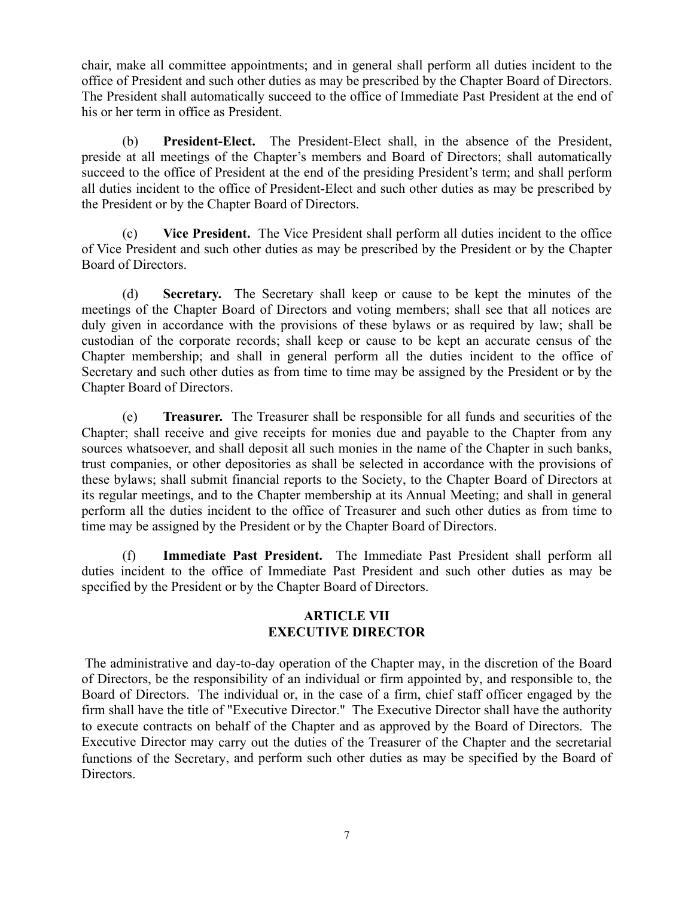chair, make all committee appointments; and in general shall perform all duties incident to the office of President and such other duties as may be prescribed by the Chapter Board of Directors. The President shall automatically succeed to the office of Immediate Past President at the end of his or her term in office as President.

(b) **President-Elect.** The President-Elect shall, in the absence of the President, preside at all meetings of the Chapter's members and Board of Directors; shall automatically succeed to the office of President at the end of the presiding President's term; and shall perform all duties incident to the office of President-Elect and such other duties as may be prescribed by the President or by the Chapter Board of Directors.

(c) **Vice President.** The Vice President shall perform all duties incident to the office of Vice President and such other duties as may be prescribed by the President or by the Chapter Board of Directors.

(d) **Secretary.** The Secretary shall keep or cause to be kept the minutes of the meetings of the Chapter Board of Directors and voting members; shall see that all notices are duly given in accordance with the provisions of these bylaws or as required by law; shall be custodian of the corporate records; shall keep or cause to be kept an accurate census of the Chapter membership; and shall in general perform all the duties incident to the office of Secretary and such other duties as from time to time may be assigned by the President or by the Chapter Board of Directors.

(e) **Treasurer.** The Treasurer shall be responsible for all funds and securities of the Chapter; shall receive and give receipts for monies due and payable to the Chapter from any sources whatsoever, and shall deposit all such monies in the name of the Chapter in such banks, trust companies, or other depositories as shall be selected in accordance with the provisions of these bylaws; shall submit financial reports to the Society, to the Chapter Board of Directors at its regular meetings, and to the Chapter membership at its Annual Meeting; and shall in general perform all the duties incident to the office of Treasurer and such other duties as from time to time may be assigned by the President or by the Chapter Board of Directors.

(f) **Immediate Past President.** The Immediate Past President shall perform all duties incident to the office of Immediate Past President and such other duties as may be specified by the President or by the Chapter Board of Directors.

## ARTICLE VII
## EXECUTIVE DIRECTOR

The administrative and day-to-day operation of the Chapter may, in the discretion of the Board of Directors, be the responsibility of an individual or firm appointed by, and responsible to, the Board of Directors. The individual or, in the case of a firm, chief staff officer engaged by the firm shall have the title of "Executive Director." The Executive Director shall have the authority to execute contracts on behalf of the Chapter and as approved by the Board of Directors. The Executive Director may carry out the duties of the Treasurer of the Chapter and the secretarial functions of the Secretary, and perform such other duties as may be specified by the Board of Directors.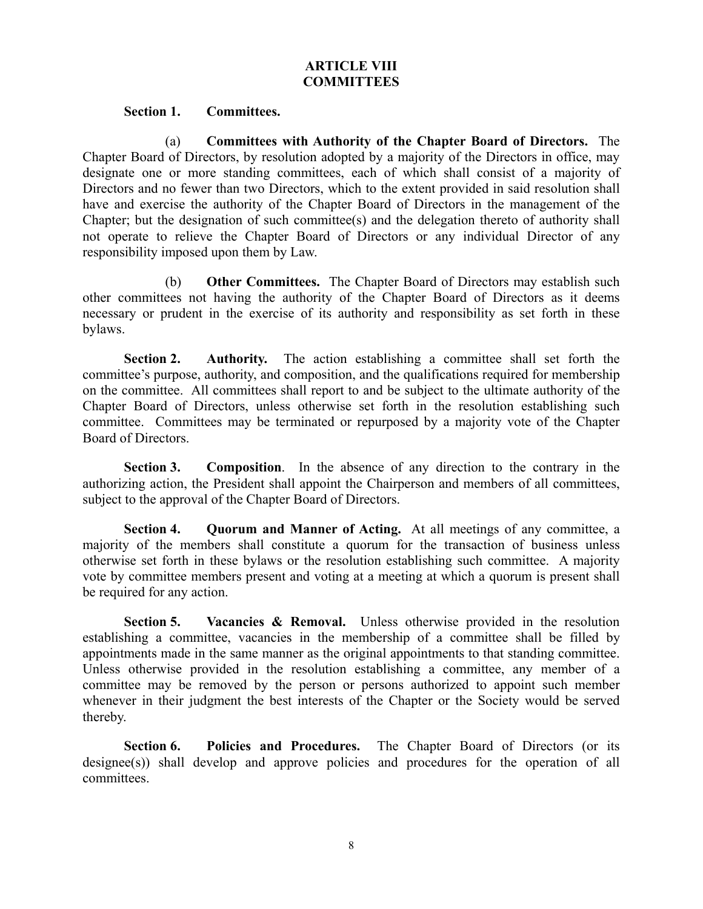# ARTICLE VIII
# COMMITTEES

**Section 1. Committees.**

(a) **Committees with Authority of the Chapter Board of Directors.** The Chapter Board of Directors, by resolution adopted by a majority of the Directors in office, may designate one or more standing committees, each of which shall consist of a majority of Directors and no fewer than two Directors, which to the extent provided in said resolution shall have and exercise the authority of the Chapter Board of Directors in the management of the Chapter; but the designation of such committee(s) and the delegation thereto of authority shall not operate to relieve the Chapter Board of Directors or any individual Director of any responsibility imposed upon them by Law.

(b) **Other Committees.** The Chapter Board of Directors may establish such other committees not having the authority of the Chapter Board of Directors as it deems necessary or prudent in the exercise of its authority and responsibility as set forth in these bylaws.

**Section 2. Authority.** The action establishing a committee shall set forth the committee's purpose, authority, and composition, and the qualifications required for membership on the committee. All committees shall report to and be subject to the ultimate authority of the Chapter Board of Directors, unless otherwise set forth in the resolution establishing such committee. Committees may be terminated or repurposed by a majority vote of the Chapter Board of Directors.

**Section 3. Composition**. In the absence of any direction to the contrary in the authorizing action, the President shall appoint the Chairperson and members of all committees, subject to the approval of the Chapter Board of Directors.

**Section 4. Quorum and Manner of Acting.** At all meetings of any committee, a majority of the members shall constitute a quorum for the transaction of business unless otherwise set forth in these bylaws or the resolution establishing such committee. A majority vote by committee members present and voting at a meeting at which a quorum is present shall be required for any action.

**Section 5. Vacancies & Removal.** Unless otherwise provided in the resolution establishing a committee, vacancies in the membership of a committee shall be filled by appointments made in the same manner as the original appointments to that standing committee. Unless otherwise provided in the resolution establishing a committee, any member of a committee may be removed by the person or persons authorized to appoint such member whenever in their judgment the best interests of the Chapter or the Society would be served thereby.

**Section 6. Policies and Procedures.** The Chapter Board of Directors (or its designee(s)) shall develop and approve policies and procedures for the operation of all committees.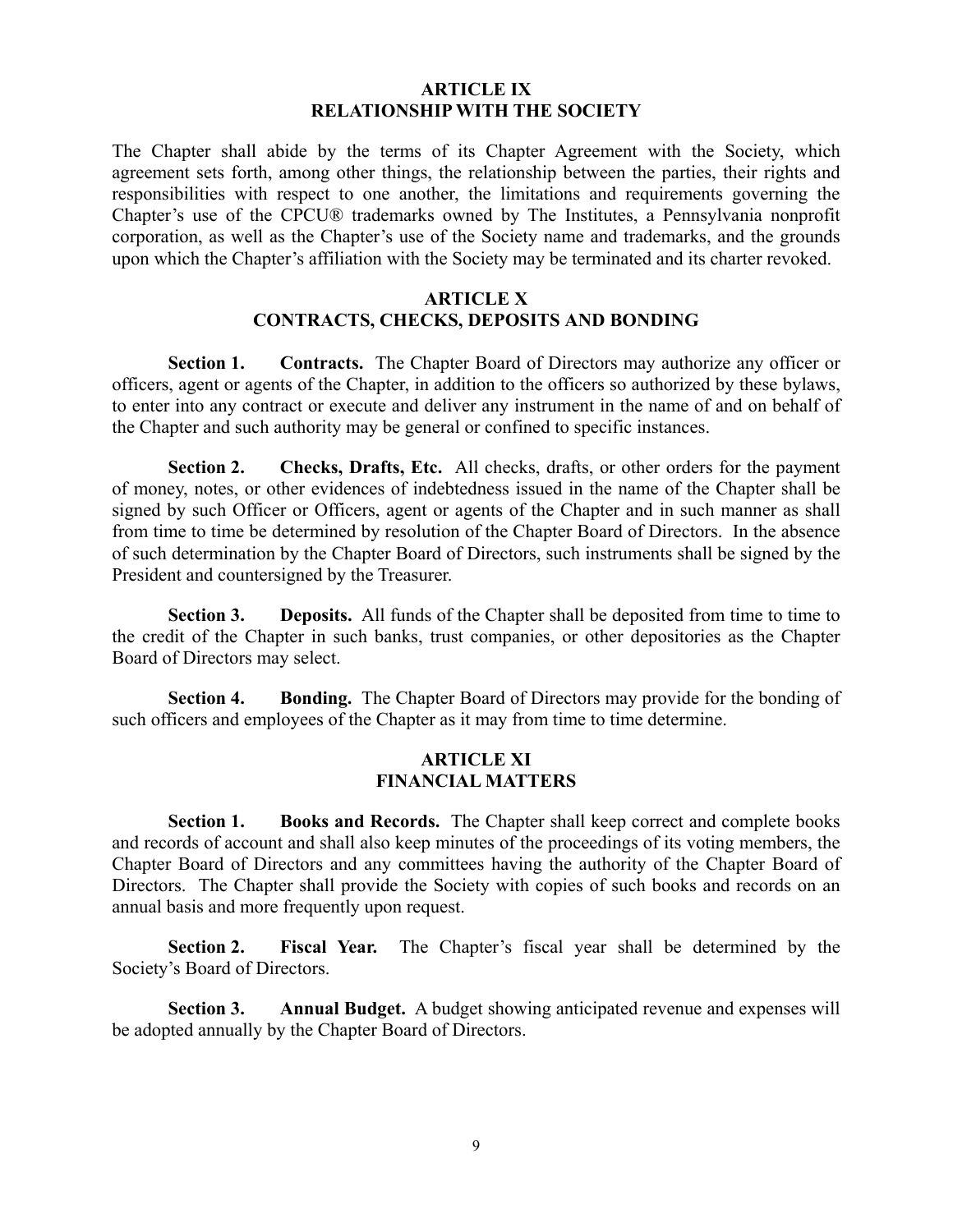## ARTICLE IX
## RELATIONSHIP WITH THE SOCIETY

The Chapter shall abide by the terms of its Chapter Agreement with the Society, which agreement sets forth, among other things, the relationship between the parties, their rights and responsibilities with respect to one another, the limitations and requirements governing the Chapter's use of the CPCU® trademarks owned by The Institutes, a Pennsylvania nonprofit corporation, as well as the Chapter's use of the Society name and trademarks, and the grounds upon which the Chapter's affiliation with the Society may be terminated and its charter revoked.

## ARTICLE X
## CONTRACTS, CHECKS, DEPOSITS AND BONDING

**Section 1. Contracts.** The Chapter Board of Directors may authorize any officer or officers, agent or agents of the Chapter, in addition to the officers so authorized by these bylaws, to enter into any contract or execute and deliver any instrument in the name of and on behalf of the Chapter and such authority may be general or confined to specific instances.

**Section 2. Checks, Drafts, Etc.** All checks, drafts, or other orders for the payment of money, notes, or other evidences of indebtedness issued in the name of the Chapter shall be signed by such Officer or Officers, agent or agents of the Chapter and in such manner as shall from time to time be determined by resolution of the Chapter Board of Directors. In the absence of such determination by the Chapter Board of Directors, such instruments shall be signed by the President and countersigned by the Treasurer.

**Section 3. Deposits.** All funds of the Chapter shall be deposited from time to time to the credit of the Chapter in such banks, trust companies, or other depositories as the Chapter Board of Directors may select.

**Section 4. Bonding.** The Chapter Board of Directors may provide for the bonding of such officers and employees of the Chapter as it may from time to time determine.

## ARTICLE XI
## FINANCIAL MATTERS

**Section 1. Books and Records.** The Chapter shall keep correct and complete books and records of account and shall also keep minutes of the proceedings of its voting members, the Chapter Board of Directors and any committees having the authority of the Chapter Board of Directors. The Chapter shall provide the Society with copies of such books and records on an annual basis and more frequently upon request.

**Section 2. Fiscal Year.** The Chapter's fiscal year shall be determined by the Society's Board of Directors.

**Section 3. Annual Budget.** A budget showing anticipated revenue and expenses will be adopted annually by the Chapter Board of Directors.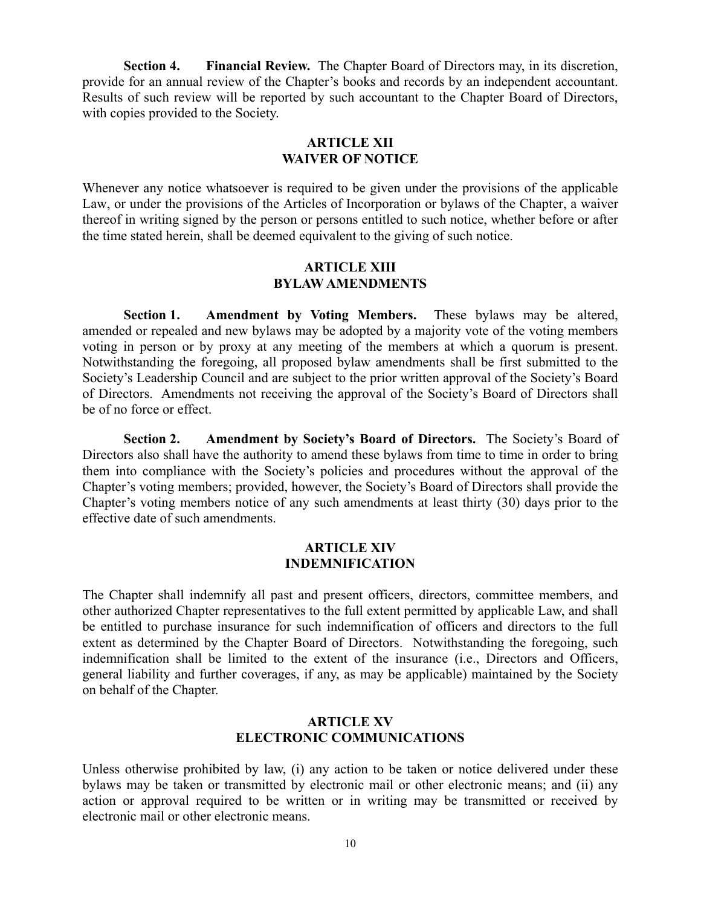**Section 4. Financial Review.** The Chapter Board of Directors may, in its discretion, provide for an annual review of the Chapter's books and records by an independent accountant. Results of such review will be reported by such accountant to the Chapter Board of Directors, with copies provided to the Society.

## ARTICLE XII
## WAIVER OF NOTICE

Whenever any notice whatsoever is required to be given under the provisions of the applicable Law, or under the provisions of the Articles of Incorporation or bylaws of the Chapter, a waiver thereof in writing signed by the person or persons entitled to such notice, whether before or after the time stated herein, shall be deemed equivalent to the giving of such notice.

## ARTICLE XIII
## BYLAW AMENDMENTS

**Section 1. Amendment by Voting Members.** These bylaws may be altered, amended or repealed and new bylaws may be adopted by a majority vote of the voting members voting in person or by proxy at any meeting of the members at which a quorum is present. Notwithstanding the foregoing, all proposed bylaw amendments shall be first submitted to the Society's Leadership Council and are subject to the prior written approval of the Society's Board of Directors. Amendments not receiving the approval of the Society's Board of Directors shall be of no force or effect.

**Section 2. Amendment by Society's Board of Directors.** The Society's Board of Directors also shall have the authority to amend these bylaws from time to time in order to bring them into compliance with the Society's policies and procedures without the approval of the Chapter's voting members; provided, however, the Society's Board of Directors shall provide the Chapter's voting members notice of any such amendments at least thirty (30) days prior to the effective date of such amendments.

## ARTICLE XIV
## INDEMNIFICATION

The Chapter shall indemnify all past and present officers, directors, committee members, and other authorized Chapter representatives to the full extent permitted by applicable Law, and shall be entitled to purchase insurance for such indemnification of officers and directors to the full extent as determined by the Chapter Board of Directors. Notwithstanding the foregoing, such indemnification shall be limited to the extent of the insurance (i.e., Directors and Officers, general liability and further coverages, if any, as may be applicable) maintained by the Society on behalf of the Chapter.

## ARTICLE XV
## ELECTRONIC COMMUNICATIONS

Unless otherwise prohibited by law, (i) any action to be taken or notice delivered under these bylaws may be taken or transmitted by electronic mail or other electronic means; and (ii) any action or approval required to be written or in writing may be transmitted or received by electronic mail or other electronic means.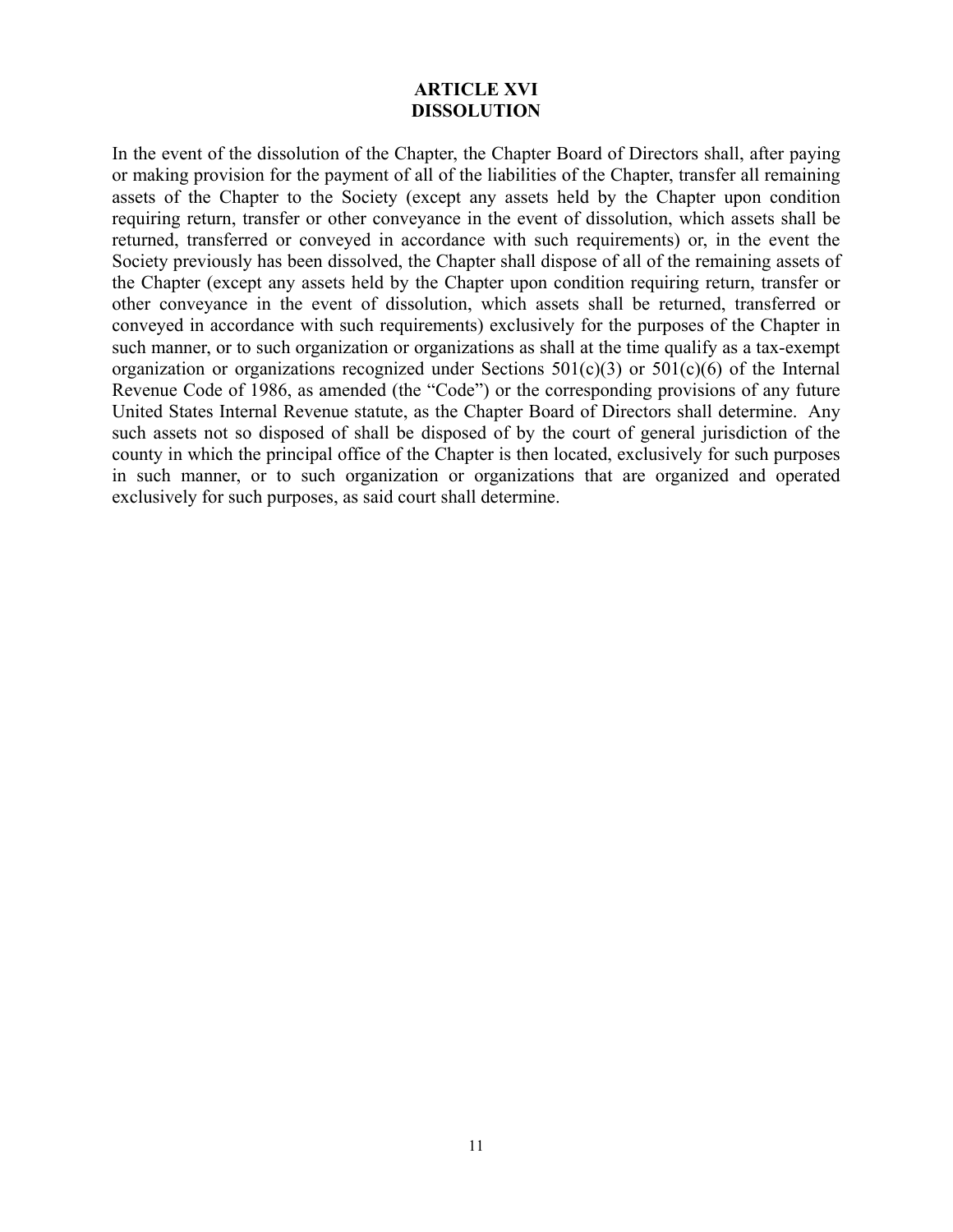## ARTICLE XVI
## DISSOLUTION

In the event of the dissolution of the Chapter, the Chapter Board of Directors shall, after paying or making provision for the payment of all of the liabilities of the Chapter, transfer all remaining assets of the Chapter to the Society (except any assets held by the Chapter upon condition requiring return, transfer or other conveyance in the event of dissolution, which assets shall be returned, transferred or conveyed in accordance with such requirements) or, in the event the Society previously has been dissolved, the Chapter shall dispose of all of the remaining assets of the Chapter (except any assets held by the Chapter upon condition requiring return, transfer or other conveyance in the event of dissolution, which assets shall be returned, transferred or conveyed in accordance with such requirements) exclusively for the purposes of the Chapter in such manner, or to such organization or organizations as shall at the time qualify as a tax-exempt organization or organizations recognized under Sections 501(c)(3) or 501(c)(6) of the Internal Revenue Code of 1986, as amended (the "Code") or the corresponding provisions of any future United States Internal Revenue statute, as the Chapter Board of Directors shall determine. Any such assets not so disposed of shall be disposed of by the court of general jurisdiction of the county in which the principal office of the Chapter is then located, exclusively for such purposes in such manner, or to such organization or organizations that are organized and operated exclusively for such purposes, as said court shall determine.